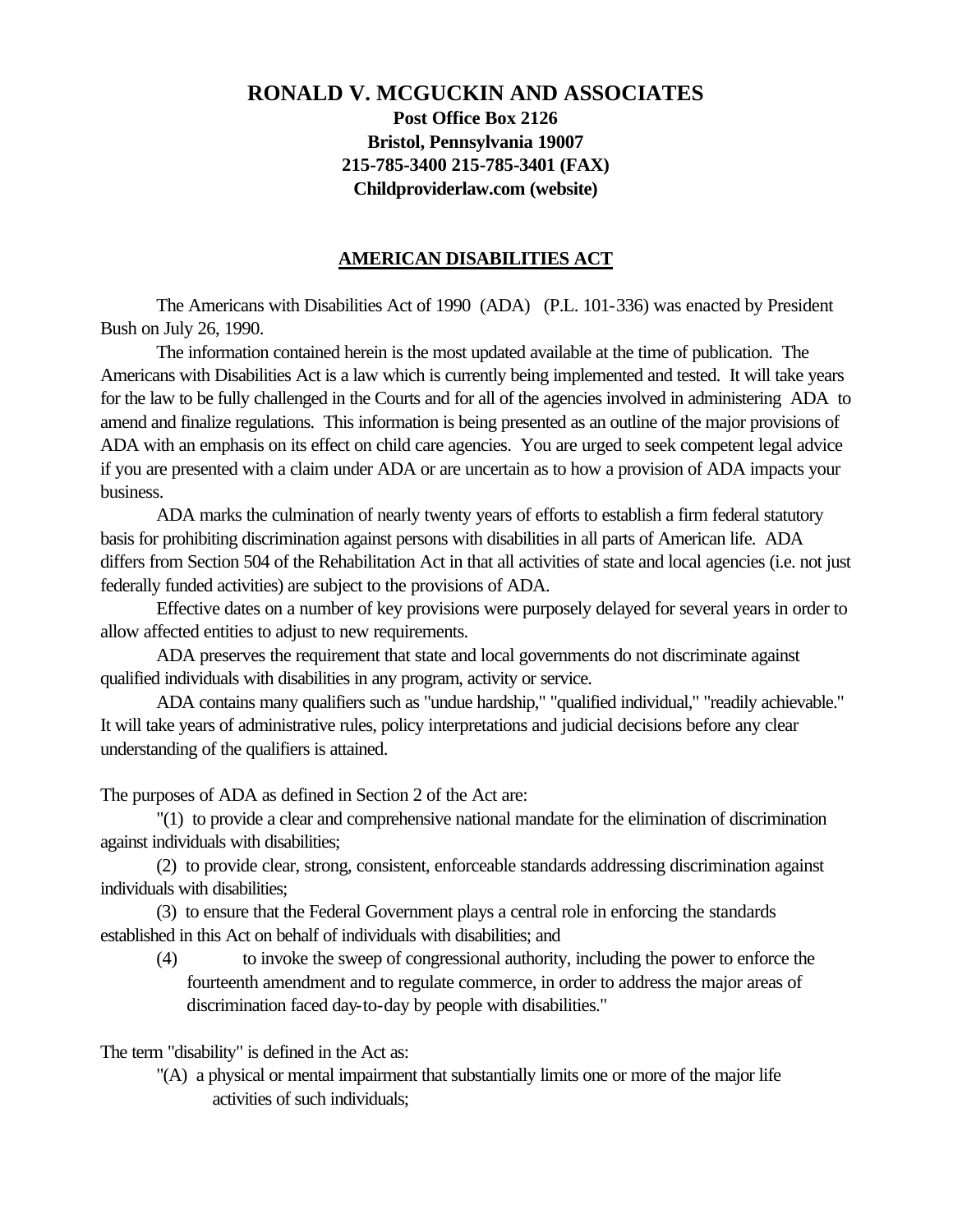# RONALD V. MCGUCKIN AND ASSOCIATES

**Post Office Box 2126**
**Bristol, Pennsylvania 19007**
**215-785-3400 215-785-3401 (FAX)**
**Childproviderlaw.com (website)**

## AMERICAN DISABILITIES ACT

The Americans with Disabilities Act of 1990 (ADA) (P.L. 101-336) was enacted by President Bush on July 26, 1990.

The information contained herein is the most updated available at the time of publication. The Americans with Disabilities Act is a law which is currently being implemented and tested. It will take years for the law to be fully challenged in the Courts and for all of the agencies involved in administering ADA to amend and finalize regulations. This information is being presented as an outline of the major provisions of ADA with an emphasis on its effect on child care agencies. You are urged to seek competent legal advice if you are presented with a claim under ADA or are uncertain as to how a provision of ADA impacts your business.

ADA marks the culmination of nearly twenty years of efforts to establish a firm federal statutory basis for prohibiting discrimination against persons with disabilities in all parts of American life. ADA differs from Section 504 of the Rehabilitation Act in that all activities of state and local agencies (i.e. not just federally funded activities) are subject to the provisions of ADA.

Effective dates on a number of key provisions were purposely delayed for several years in order to allow affected entities to adjust to new requirements.

ADA preserves the requirement that state and local governments do not discriminate against qualified individuals with disabilities in any program, activity or service.

ADA contains many qualifiers such as "undue hardship," "qualified individual," "readily achievable." It will take years of administrative rules, policy interpretations and judicial decisions before any clear understanding of the qualifiers is attained.

The purposes of ADA as defined in Section 2 of the Act are:

"(1) to provide a clear and comprehensive national mandate for the elimination of discrimination against individuals with disabilities;

(2) to provide clear, strong, consistent, enforceable standards addressing discrimination against individuals with disabilities;

(3) to ensure that the Federal Government plays a central role in enforcing the standards established in this Act on behalf of individuals with disabilities; and

(4) to invoke the sweep of congressional authority, including the power to enforce the fourteenth amendment and to regulate commerce, in order to address the major areas of discrimination faced day-to-day by people with disabilities."

The term "disability" is defined in the Act as:

"(A) a physical or mental impairment that substantially limits one or more of the major life activities of such individuals;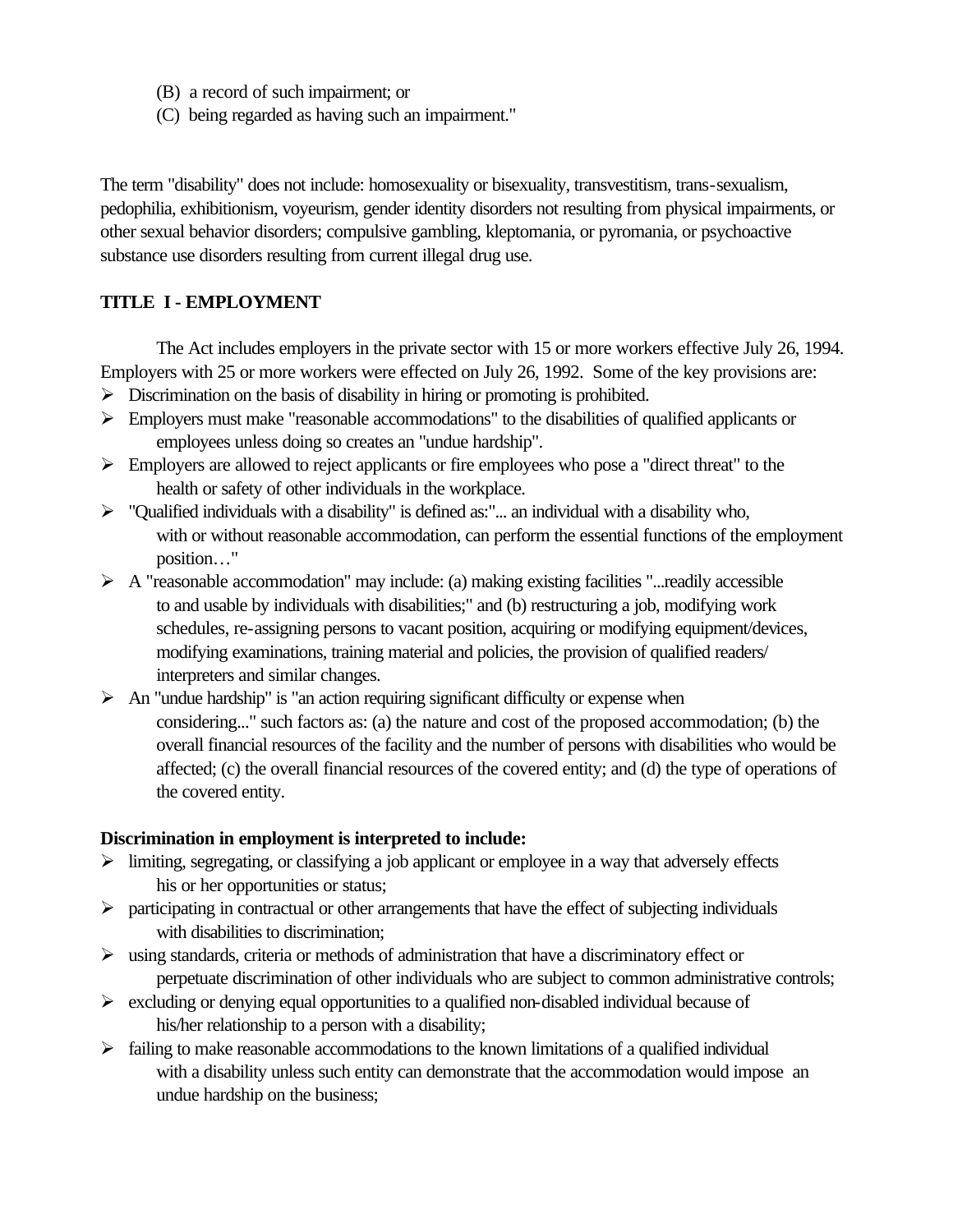(B) a record of such impairment; or
(C) being regarded as having such an impairment."

The term "disability" does not include: homosexuality or bisexuality, transvestitism, trans-sexualism, pedophilia, exhibitionism, voyeurism, gender identity disorders not resulting from physical impairments, or other sexual behavior disorders; compulsive gambling, kleptomania, or pyromania, or psychoactive substance use disorders resulting from current illegal drug use.

**TITLE I - EMPLOYMENT**

The Act includes employers in the private sector with 15 or more workers effective July 26, 1994. Employers with 25 or more workers were effected on July 26, 1992. Some of the key provisions are:

- Discrimination on the basis of disability in hiring or promoting is prohibited.
- Employers must make "reasonable accommodations" to the disabilities of qualified applicants or employees unless doing so creates an "undue hardship".
- Employers are allowed to reject applicants or fire employees who pose a "direct threat" to the health or safety of other individuals in the workplace.
- "Qualified individuals with a disability" is defined as:"... an individual with a disability who, with or without reasonable accommodation, can perform the essential functions of the employment position…"
- A "reasonable accommodation" may include: (a) making existing facilities "...readily accessible to and usable by individuals with disabilities;" and (b) restructuring a job, modifying work schedules, re-assigning persons to vacant position, acquiring or modifying equipment/devices, modifying examinations, training material and policies, the provision of qualified readers/ interpreters and similar changes.
- An "undue hardship" is "an action requiring significant difficulty or expense when considering..." such factors as: (a) the nature and cost of the proposed accommodation; (b) the overall financial resources of the facility and the number of persons with disabilities who would be affected; (c) the overall financial resources of the covered entity; and (d) the type of operations of the covered entity.

**Discrimination in employment is interpreted to include:**

- limiting, segregating, or classifying a job applicant or employee in a way that adversely effects his or her opportunities or status;
- participating in contractual or other arrangements that have the effect of subjecting individuals with disabilities to discrimination;
- using standards, criteria or methods of administration that have a discriminatory effect or perpetuate discrimination of other individuals who are subject to common administrative controls;
- excluding or denying equal opportunities to a qualified non-disabled individual because of his/her relationship to a person with a disability;
- failing to make reasonable accommodations to the known limitations of a qualified individual with a disability unless such entity can demonstrate that the accommodation would impose an undue hardship on the business;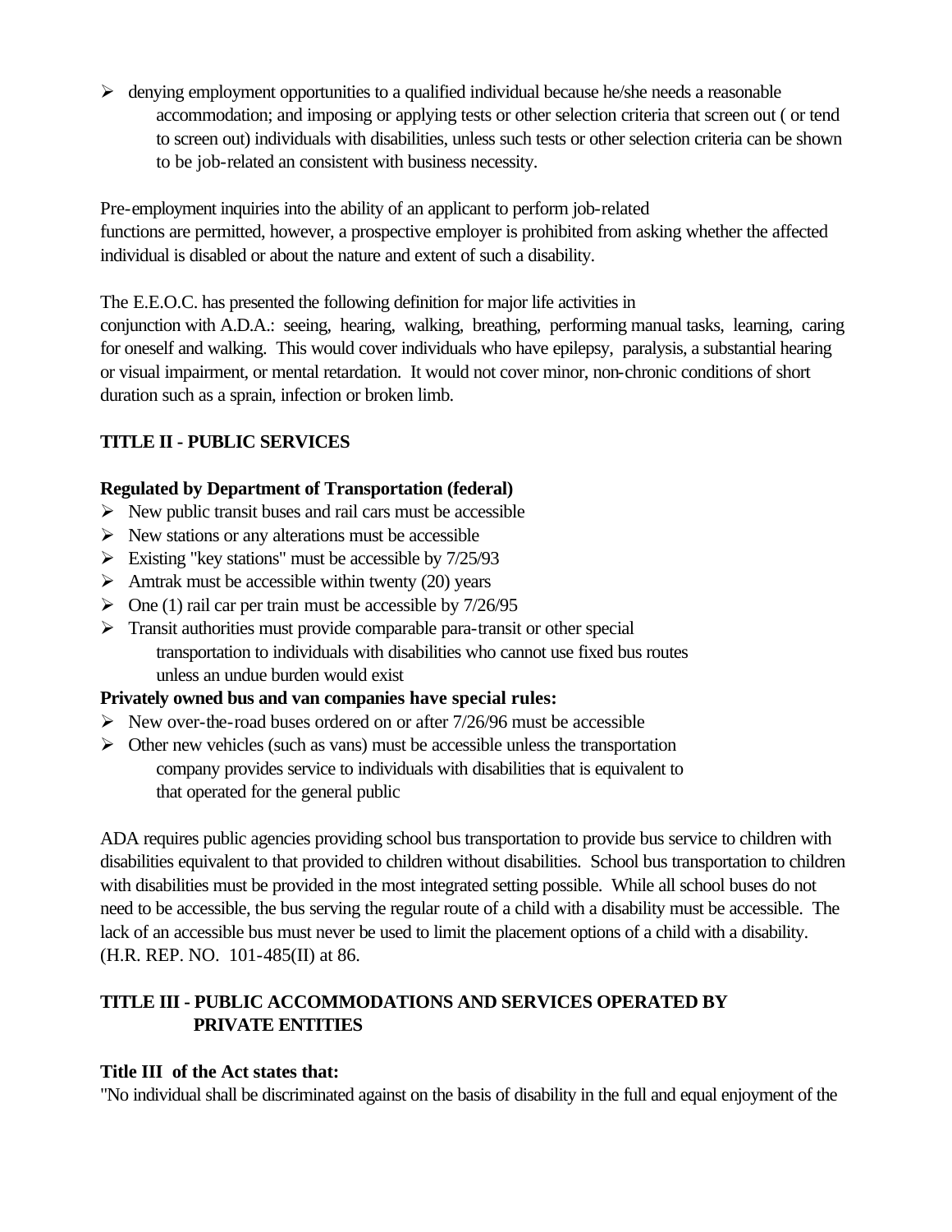- denying employment opportunities to a qualified individual because he/she needs a reasonable accommodation; and imposing or applying tests or other selection criteria that screen out ( or tend to screen out) individuals with disabilities, unless such tests or other selection criteria can be shown to be job-related an consistent with business necessity.

Pre-employment inquiries into the ability of an applicant to perform job-related functions are permitted, however, a prospective employer is prohibited from asking whether the affected individual is disabled or about the nature and extent of such a disability.

The E.E.O.C. has presented the following definition for major life activities in conjunction with A.D.A.: seeing, hearing, walking, breathing, performing manual tasks, learning, caring for oneself and walking. This would cover individuals who have epilepsy, paralysis, a substantial hearing or visual impairment, or mental retardation. It would not cover minor, non-chronic conditions of short duration such as a sprain, infection or broken limb.

**TITLE II - PUBLIC SERVICES**

**Regulated by Department of Transportation (federal)**

- New public transit buses and rail cars must be accessible
- New stations or any alterations must be accessible
- Existing "key stations" must be accessible by 7/25/93
- Amtrak must be accessible within twenty (20) years
- One (1) rail car per train must be accessible by 7/26/95
- Transit authorities must provide comparable para-transit or other special transportation to individuals with disabilities who cannot use fixed bus routes unless an undue burden would exist

**Privately owned bus and van companies have special rules:**

- New over-the-road buses ordered on or after 7/26/96 must be accessible
- Other new vehicles (such as vans) must be accessible unless the transportation company provides service to individuals with disabilities that is equivalent to that operated for the general public

ADA requires public agencies providing school bus transportation to provide bus service to children with disabilities equivalent to that provided to children without disabilities. School bus transportation to children with disabilities must be provided in the most integrated setting possible. While all school buses do not need to be accessible, the bus serving the regular route of a child with a disability must be accessible. The lack of an accessible bus must never be used to limit the placement options of a child with a disability. (H.R. REP. NO. 101-485(II) at 86.

**TITLE III - PUBLIC ACCOMMODATIONS AND SERVICES OPERATED BY PRIVATE ENTITIES**

**Title III of the Act states that:**

"No individual shall be discriminated against on the basis of disability in the full and equal enjoyment of the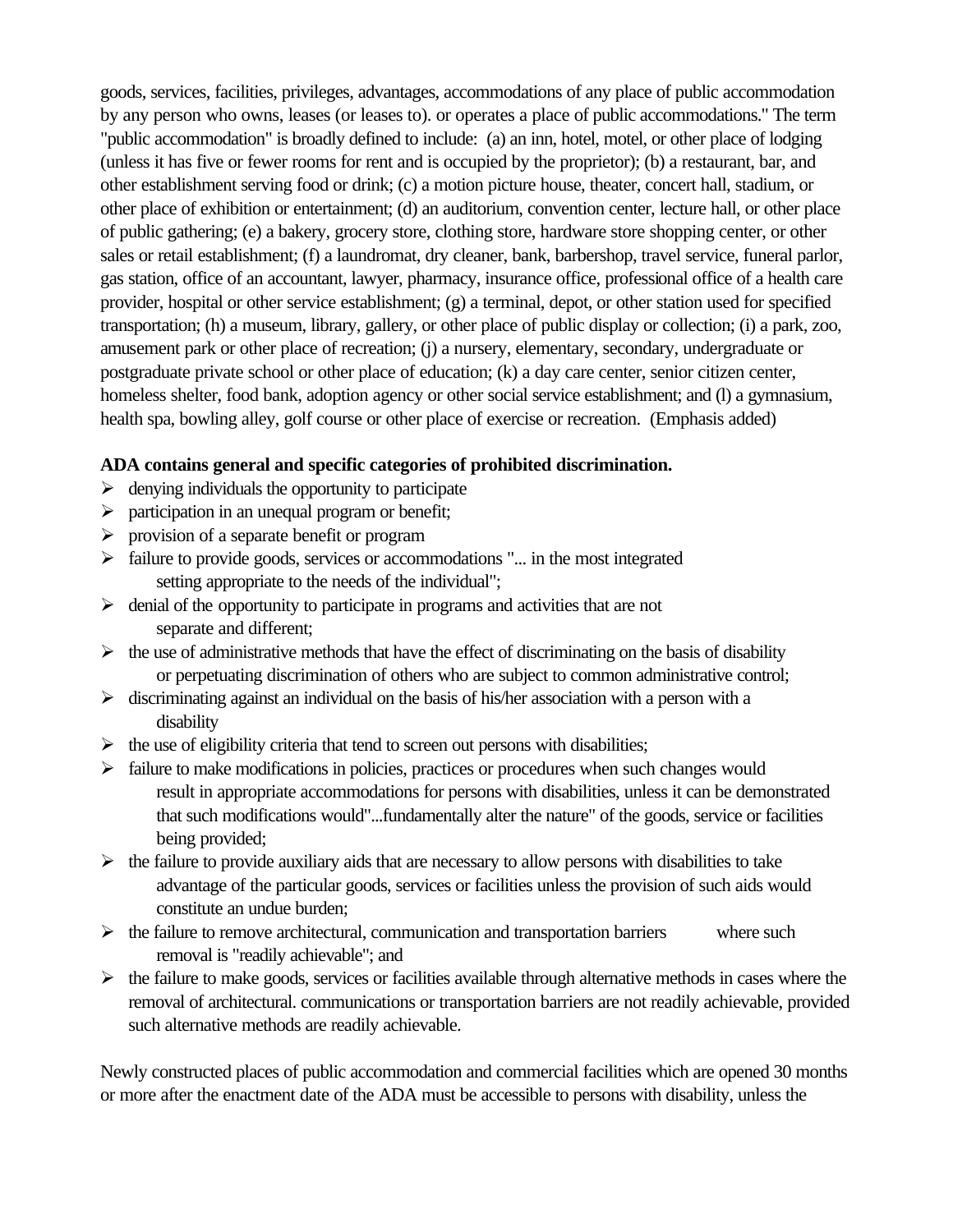goods, services, facilities, privileges, advantages, accommodations of any place of public accommodation by any person who owns, leases (or leases to). or operates a place of public accommodations." The term "public accommodation" is broadly defined to include: (a) an inn, hotel, motel, or other place of lodging (unless it has five or fewer rooms for rent and is occupied by the proprietor); (b) a restaurant, bar, and other establishment serving food or drink; (c) a motion picture house, theater, concert hall, stadium, or other place of exhibition or entertainment; (d) an auditorium, convention center, lecture hall, or other place of public gathering; (e) a bakery, grocery store, clothing store, hardware store shopping center, or other sales or retail establishment; (f) a laundromat, dry cleaner, bank, barbershop, travel service, funeral parlor, gas station, office of an accountant, lawyer, pharmacy, insurance office, professional office of a health care provider, hospital or other service establishment; (g) a terminal, depot, or other station used for specified transportation; (h) a museum, library, gallery, or other place of public display or collection; (i) a park, zoo, amusement park or other place of recreation; (j) a nursery, elementary, secondary, undergraduate or postgraduate private school or other place of education; (k) a day care center, senior citizen center, homeless shelter, food bank, adoption agency or other social service establishment; and (l) a gymnasium, health spa, bowling alley, golf course or other place of exercise or recreation. (Emphasis added)

**ADA contains general and specific categories of prohibited discrimination.**

- denying individuals the opportunity to participate
- participation in an unequal program or benefit;
- provision of a separate benefit or program
- failure to provide goods, services or accommodations "... in the most integrated setting appropriate to the needs of the individual";
- denial of the opportunity to participate in programs and activities that are not separate and different;
- the use of administrative methods that have the effect of discriminating on the basis of disability or perpetuating discrimination of others who are subject to common administrative control;
- discriminating against an individual on the basis of his/her association with a person with a disability
- the use of eligibility criteria that tend to screen out persons with disabilities;
- failure to make modifications in policies, practices or procedures when such changes would result in appropriate accommodations for persons with disabilities, unless it can be demonstrated that such modifications would"...fundamentally alter the nature" of the goods, service or facilities being provided;
- the failure to provide auxiliary aids that are necessary to allow persons with disabilities to take advantage of the particular goods, services or facilities unless the provision of such aids would constitute an undue burden;
- the failure to remove architectural, communication and transportation barriers where such removal is "readily achievable"; and
- the failure to make goods, services or facilities available through alternative methods in cases where the removal of architectural. communications or transportation barriers are not readily achievable, provided such alternative methods are readily achievable.

Newly constructed places of public accommodation and commercial facilities which are opened 30 months or more after the enactment date of the ADA must be accessible to persons with disability, unless the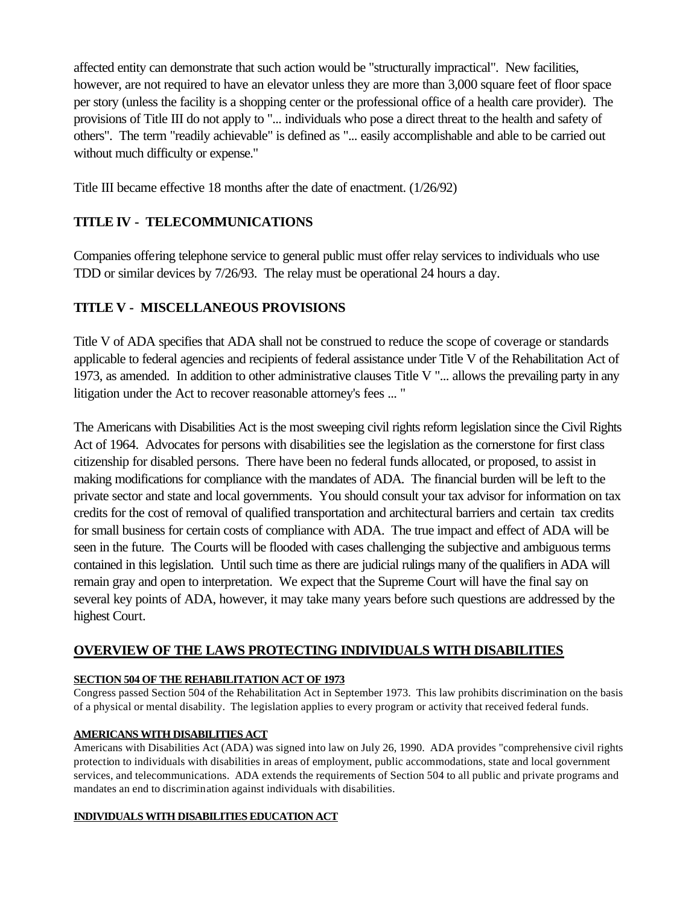affected entity can demonstrate that such action would be "structurally impractical". New facilities, however, are not required to have an elevator unless they are more than 3,000 square feet of floor space per story (unless the facility is a shopping center or the professional office of a health care provider). The provisions of Title III do not apply to "... individuals who pose a direct threat to the health and safety of others". The term "readily achievable" is defined as "... easily accomplishable and able to be carried out without much difficulty or expense."

Title III became effective 18 months after the date of enactment. (1/26/92)

## TITLE IV - TELECOMMUNICATIONS

Companies offering telephone service to general public must offer relay services to individuals who use TDD or similar devices by 7/26/93. The relay must be operational 24 hours a day.

## TITLE V - MISCELLANEOUS PROVISIONS

Title V of ADA specifies that ADA shall not be construed to reduce the scope of coverage or standards applicable to federal agencies and recipients of federal assistance under Title V of the Rehabilitation Act of 1973, as amended. In addition to other administrative clauses Title V "... allows the prevailing party in any litigation under the Act to recover reasonable attorney's fees ... "

The Americans with Disabilities Act is the most sweeping civil rights reform legislation since the Civil Rights Act of 1964. Advocates for persons with disabilities see the legislation as the cornerstone for first class citizenship for disabled persons. There have been no federal funds allocated, or proposed, to assist in making modifications for compliance with the mandates of ADA. The financial burden will be left to the private sector and state and local governments. You should consult your tax advisor for information on tax credits for the cost of removal of qualified transportation and architectural barriers and certain tax credits for small business for certain costs of compliance with ADA. The true impact and effect of ADA will be seen in the future. The Courts will be flooded with cases challenging the subjective and ambiguous terms contained in this legislation. Until such time as there are judicial rulings many of the qualifiers in ADA will remain gray and open to interpretation. We expect that the Supreme Court will have the final say on several key points of ADA, however, it may take many years before such questions are addressed by the highest Court.

## OVERVIEW OF THE LAWS PROTECTING INDIVIDUALS WITH DISABILITIES

### SECTION 504 OF THE REHABILITATION ACT OF 1973

Congress passed Section 504 of the Rehabilitation Act in September 1973. This law prohibits discrimination on the basis of a physical or mental disability. The legislation applies to every program or activity that received federal funds.

### AMERICANS WITH DISABILITIES ACT

Americans with Disabilities Act (ADA) was signed into law on July 26, 1990. ADA provides "comprehensive civil rights protection to individuals with disabilities in areas of employment, public accommodations, state and local government services, and telecommunications. ADA extends the requirements of Section 504 to all public and private programs and mandates an end to discrimination against individuals with disabilities.

### INDIVIDUALS WITH DISABILITIES EDUCATION ACT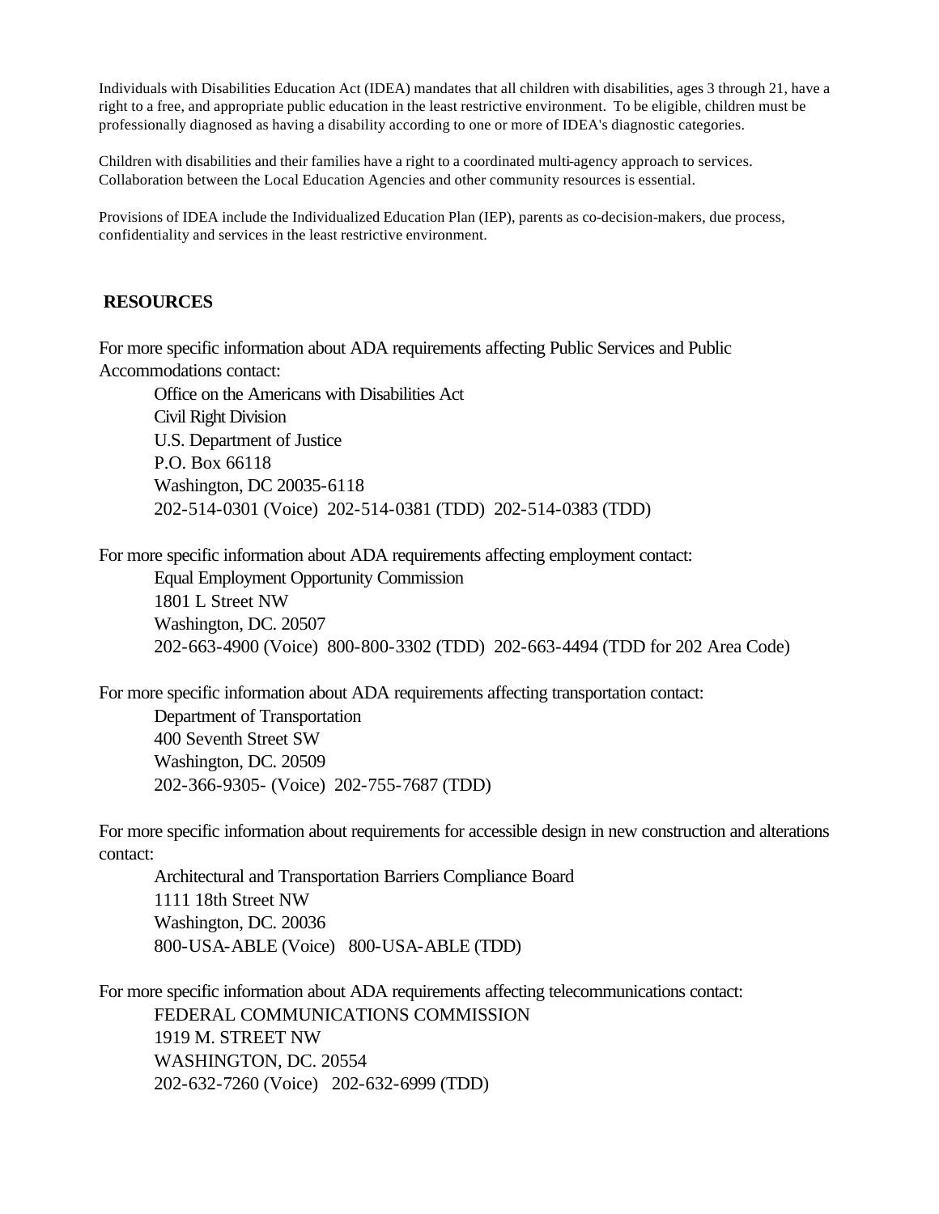Individuals with Disabilities Education Act (IDEA) mandates that all children with disabilities, ages 3 through 21, have a right to a free, and appropriate public education in the least restrictive environment. To be eligible, children must be professionally diagnosed as having a disability according to one or more of IDEA's diagnostic categories.

Children with disabilities and their families have a right to a coordinated multi-agency approach to services. Collaboration between the Local Education Agencies and other community resources is essential.

Provisions of IDEA include the Individualized Education Plan (IEP), parents as co-decision-makers, due process, confidentiality and services in the least restrictive environment.

## RESOURCES

For more specific information about ADA requirements affecting Public Services and Public Accommodations contact:

Office on the Americans with Disabilities Act
Civil Right Division
U.S. Department of Justice
P.O. Box 66118
Washington, DC 20035-6118
202-514-0301 (Voice) 202-514-0381 (TDD) 202-514-0383 (TDD)

For more specific information about ADA requirements affecting employment contact:

Equal Employment Opportunity Commission
1801 L Street NW
Washington, DC. 20507
202-663-4900 (Voice) 800-800-3302 (TDD) 202-663-4494 (TDD for 202 Area Code)

For more specific information about ADA requirements affecting transportation contact:

Department of Transportation
400 Seventh Street SW
Washington, DC. 20509
202-366-9305- (Voice) 202-755-7687 (TDD)

For more specific information about requirements for accessible design in new construction and alterations contact:

Architectural and Transportation Barriers Compliance Board
1111 18th Street NW
Washington, DC. 20036
800-USA-ABLE (Voice) 800-USA-ABLE (TDD)

For more specific information about ADA requirements affecting telecommunications contact:

FEDERAL COMMUNICATIONS COMMISSION
1919 M. STREET NW
WASHINGTON, DC. 20554
202-632-7260 (Voice) 202-632-6999 (TDD)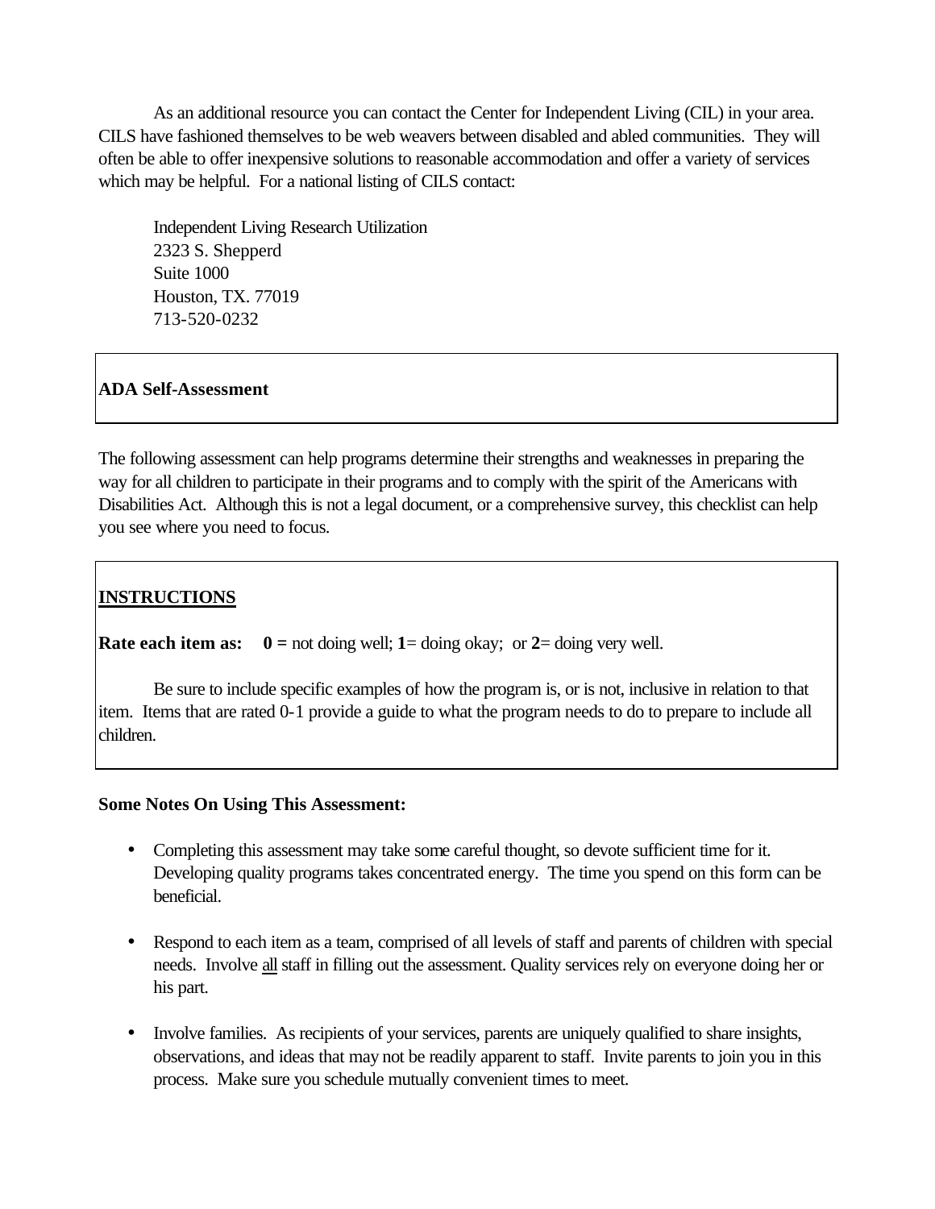As an additional resource you can contact the Center for Independent Living (CIL) in your area. CILS have fashioned themselves to be web weavers between disabled and abled communities. They will often be able to offer inexpensive solutions to reasonable accommodation and offer a variety of services which may be helpful. For a national listing of CILS contact:

Independent Living Research Utilization
2323 S. Shepperd
Suite 1000
Houston, TX. 77019
713-520-0232

## ADA Self-Assessment

The following assessment can help programs determine their strengths and weaknesses in preparing the way for all children to participate in their programs and to comply with the spirit of the Americans with Disabilities Act. Although this is not a legal document, or a comprehensive survey, this checklist can help you see where you need to focus.

### INSTRUCTIONS

**Rate each item as:** **0 =** not doing well; **1**= doing okay; or **2**= doing very well.

Be sure to include specific examples of how the program is, or is not, inclusive in relation to that item. Items that are rated 0-1 provide a guide to what the program needs to do to prepare to include all children.

**Some Notes On Using This Assessment:**

- Completing this assessment may take some careful thought, so devote sufficient time for it. Developing quality programs takes concentrated energy. The time you spend on this form can be beneficial.
- Respond to each item as a team, comprised of all levels of staff and parents of children with special needs. Involve all staff in filling out the assessment. Quality services rely on everyone doing her or his part.
- Involve families. As recipients of your services, parents are uniquely qualified to share insights, observations, and ideas that may not be readily apparent to staff. Invite parents to join you in this process. Make sure you schedule mutually convenient times to meet.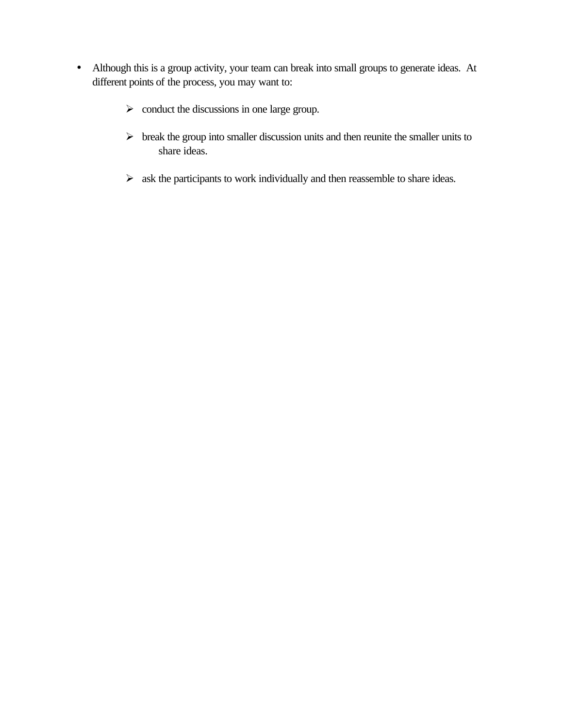- Although this is a group activity, your team can break into small groups to generate ideas.  At different points of the process, you may want to:

    - conduct the discussions in one large group.

    - break the group into smaller discussion units and then reunite the smaller units to share ideas.

    - ask the participants to work individually and then reassemble to share ideas.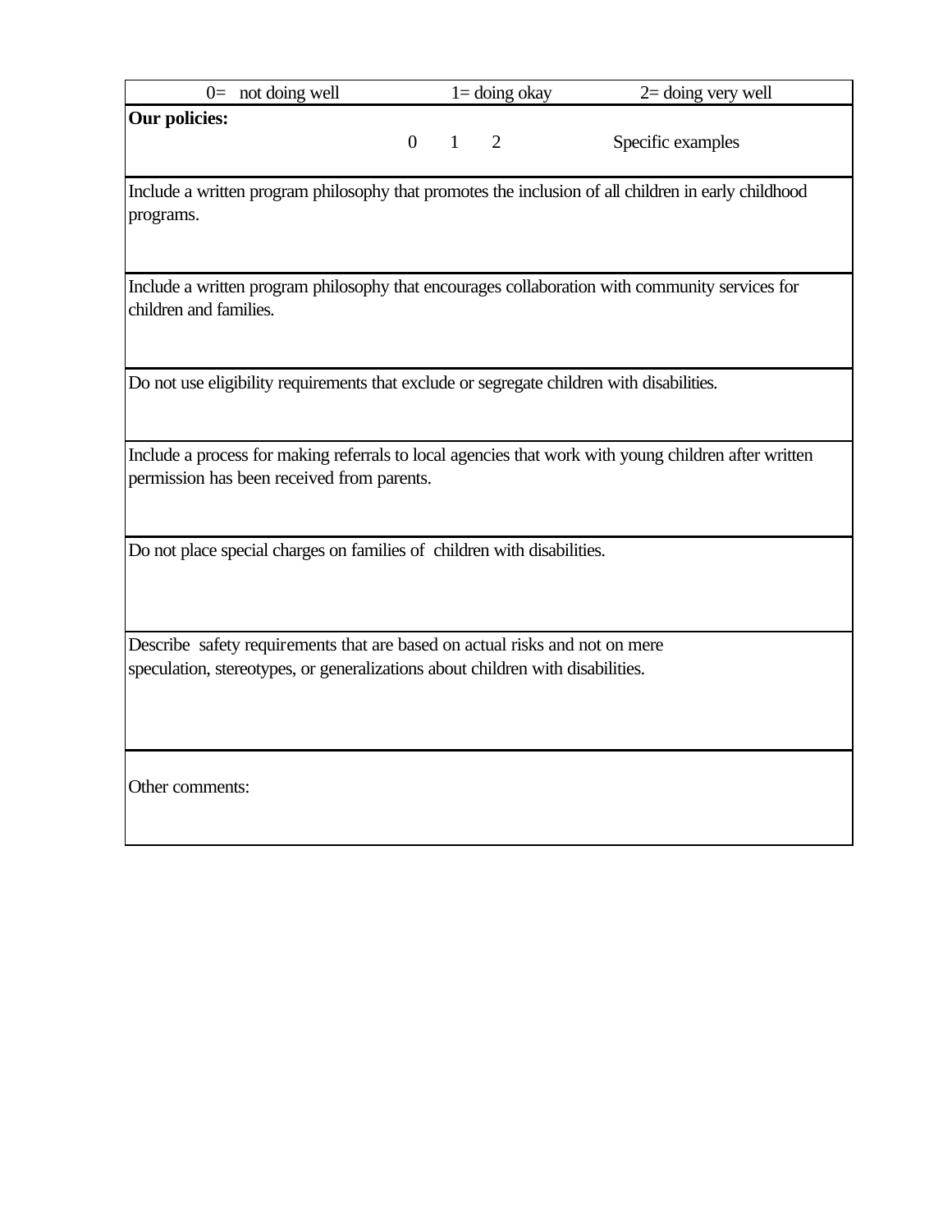| 0= not doing well | 1= doing okay | 2= doing very well | | |
|---|---|---|---|---|
| **Our policies:** | 0 | 1 | 2 | Specific examples |
| Include a written program philosophy that promotes the inclusion of all children in early childhood programs. | | | | |
| Include a written program philosophy that encourages collaboration with community services for children and families. | | | | |
| Do not use eligibility requirements that exclude or segregate children with disabilities. | | | | |
| Include a process for making referrals to local agencies that work with young children after written permission has been received from parents. | | | | |
| Do not place special charges on families of children with disabilities. | | | | |
| Describe safety requirements that are based on actual risks and not on mere speculation, stereotypes, or generalizations about children with disabilities. | | | | |
| Other comments: | | | | |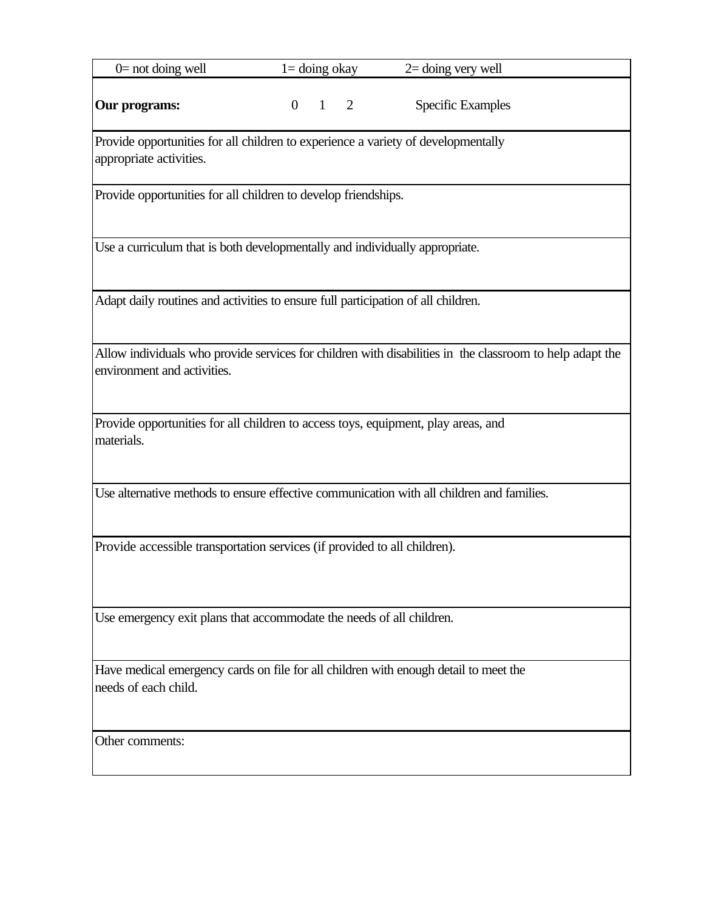| 0= not doing well | 1= doing okay | | | 2= doing very well |
|---|---|---|---|---|
| **Our programs:** | 0 | 1 | 2 | Specific Examples |
| Provide opportunities for all children to experience a variety of developmentally appropriate activities. | | | | |
| Provide opportunities for all children to develop friendships. | | | | |
| Use a curriculum that is both developmentally and individually appropriate. | | | | |
| Adapt daily routines and activities to ensure full participation of all children. | | | | |
| Allow individuals who provide services for children with disabilities in the classroom to help adapt the environment and activities. | | | | |
| Provide opportunities for all children to access toys, equipment, play areas, and materials. | | | | |
| Use alternative methods to ensure effective communication with all children and families. | | | | |
| Provide accessible transportation services (if provided to all children). | | | | |
| Use emergency exit plans that accommodate the needs of all children. | | | | |
| Have medical emergency cards on file for all children with enough detail to meet the needs of each child. | | | | |
| Other comments: | | | | |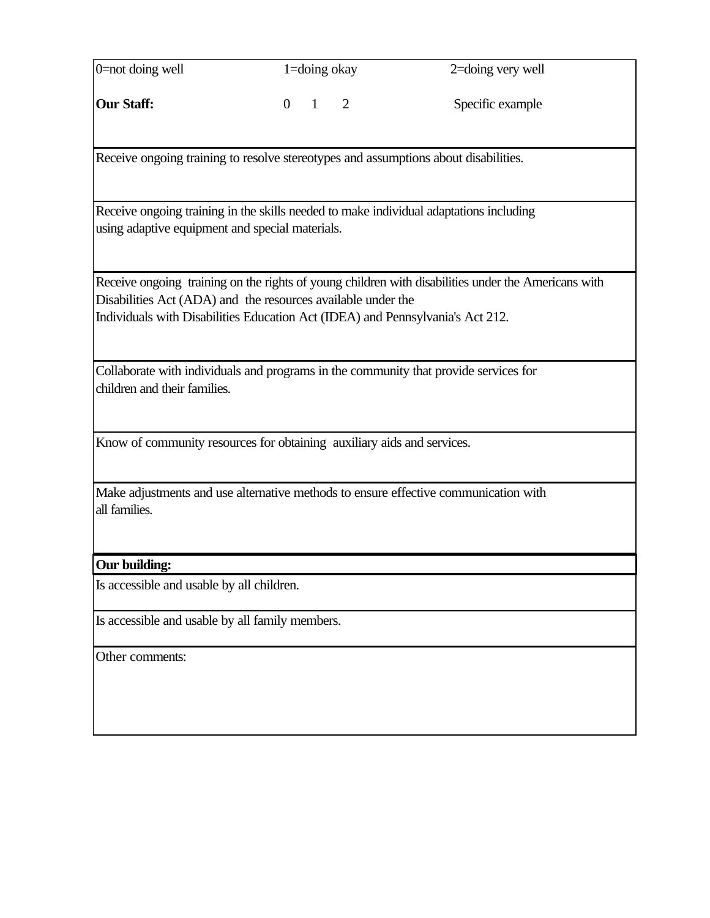| 0=not doing well | 1=doing okay | 2=doing very well |
|---|---|---|
| **Our Staff:** | 0 1 2 | Specific example |
| Receive ongoing training to resolve stereotypes and assumptions about disabilities. | | |
| Receive ongoing training in the skills needed to make individual adaptations including using adaptive equipment and special materials. | | |
| Receive ongoing training on the rights of young children with disabilities under the Americans with Disabilities Act (ADA) and the resources available under the Individuals with Disabilities Education Act (IDEA) and Pennsylvania's Act 212. | | |
| Collaborate with individuals and programs in the community that provide services for children and their families. | | |
| Know of community resources for obtaining auxiliary aids and services. | | |
| Make adjustments and use alternative methods to ensure effective communication with all families. | | |
| **Our building:** | | |
| Is accessible and usable by all children. | | |
| Is accessible and usable by all family members. | | |
| Other comments: | | |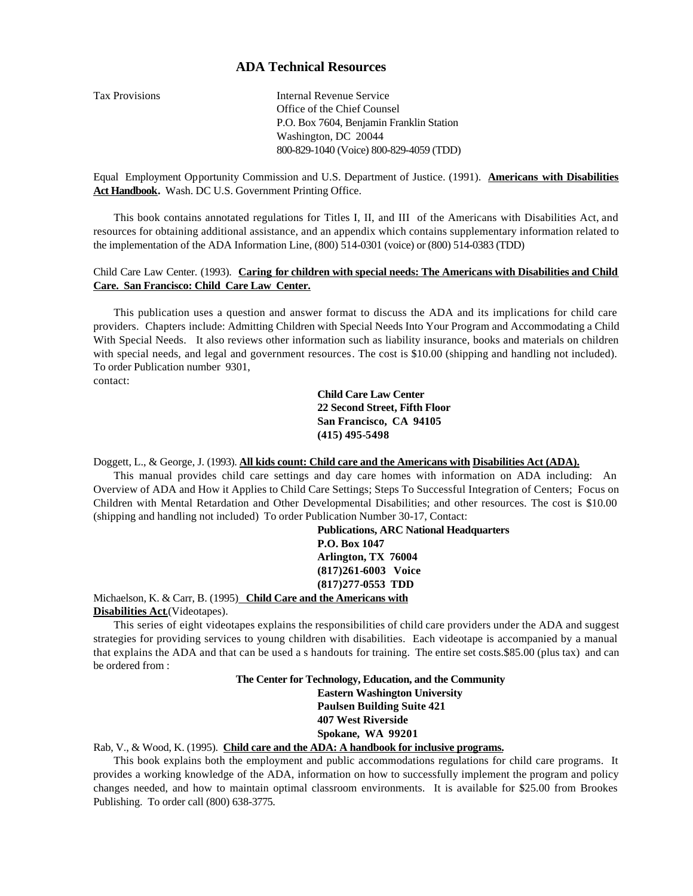## ADA Technical Resources

Tax Provisions

Internal Revenue Service
Office of the Chief Counsel
P.O. Box 7604, Benjamin Franklin Station
Washington, DC 20044
800-829-1040 (Voice) 800-829-4059 (TDD)

Equal Employment Opportunity Commission and U.S. Department of Justice. (1991). **Americans with Disabilities Act Handbook.** Wash. DC U.S. Government Printing Office.

This book contains annotated regulations for Titles I, II, and III of the Americans with Disabilities Act, and resources for obtaining additional assistance, and an appendix which contains supplementary information related to the implementation of the ADA Information Line, (800) 514-0301 (voice) or (800) 514-0383 (TDD)

Child Care Law Center. (1993). **Caring for children with special needs: The Americans with Disabilities and Child Care. San Francisco: Child Care Law Center.**

This publication uses a question and answer format to discuss the ADA and its implications for child care providers. Chapters include: Admitting Children with Special Needs Into Your Program and Accommodating a Child With Special Needs. It also reviews other information such as liability insurance, books and materials on children with special needs, and legal and government resources. The cost is $10.00 (shipping and handling not included). To order Publication number 9301,
contact:

**Child Care Law Center**
**22 Second Street, Fifth Floor**
**San Francisco, CA 94105**
**(415) 495-5498**

Doggett, L., & George, J. (1993). **All kids count: Child care and the Americans with Disabilities Act (ADA).**

This manual provides child care settings and day care homes with information on ADA including: An Overview of ADA and How it Applies to Child Care Settings; Steps To Successful Integration of Centers; Focus on Children with Mental Retardation and Other Developmental Disabilities; and other resources. The cost is $10.00 (shipping and handling not included) To order Publication Number 30-17, Contact:

**Publications, ARC National Headquarters**
**P.O. Box 1047**
**Arlington, TX 76004**
**(817)261-6003 Voice**
**(817)277-0553 TDD**

Michaelson, K. & Carr, B. (1995) **Child Care and the Americans with Disabilities Act**(Videotapes).

This series of eight videotapes explains the responsibilities of child care providers under the ADA and suggest strategies for providing services to young children with disabilities. Each videotape is accompanied by a manual that explains the ADA and that can be used a s handouts for training. The entire set costs.$85.00 (plus tax) and can be ordered from :

**The Center for Technology, Education, and the Community**
**Eastern Washington University**
**Paulsen Building Suite 421**
**407 West Riverside**
**Spokane, WA 99201**

Rab, V., & Wood, K. (1995). **Child care and the ADA: A handbook for inclusive programs.**

This book explains both the employment and public accommodations regulations for child care programs. It provides a working knowledge of the ADA, information on how to successfully implement the program and policy changes needed, and how to maintain optimal classroom environments. It is available for $25.00 from Brookes Publishing. To order call (800) 638-3775.